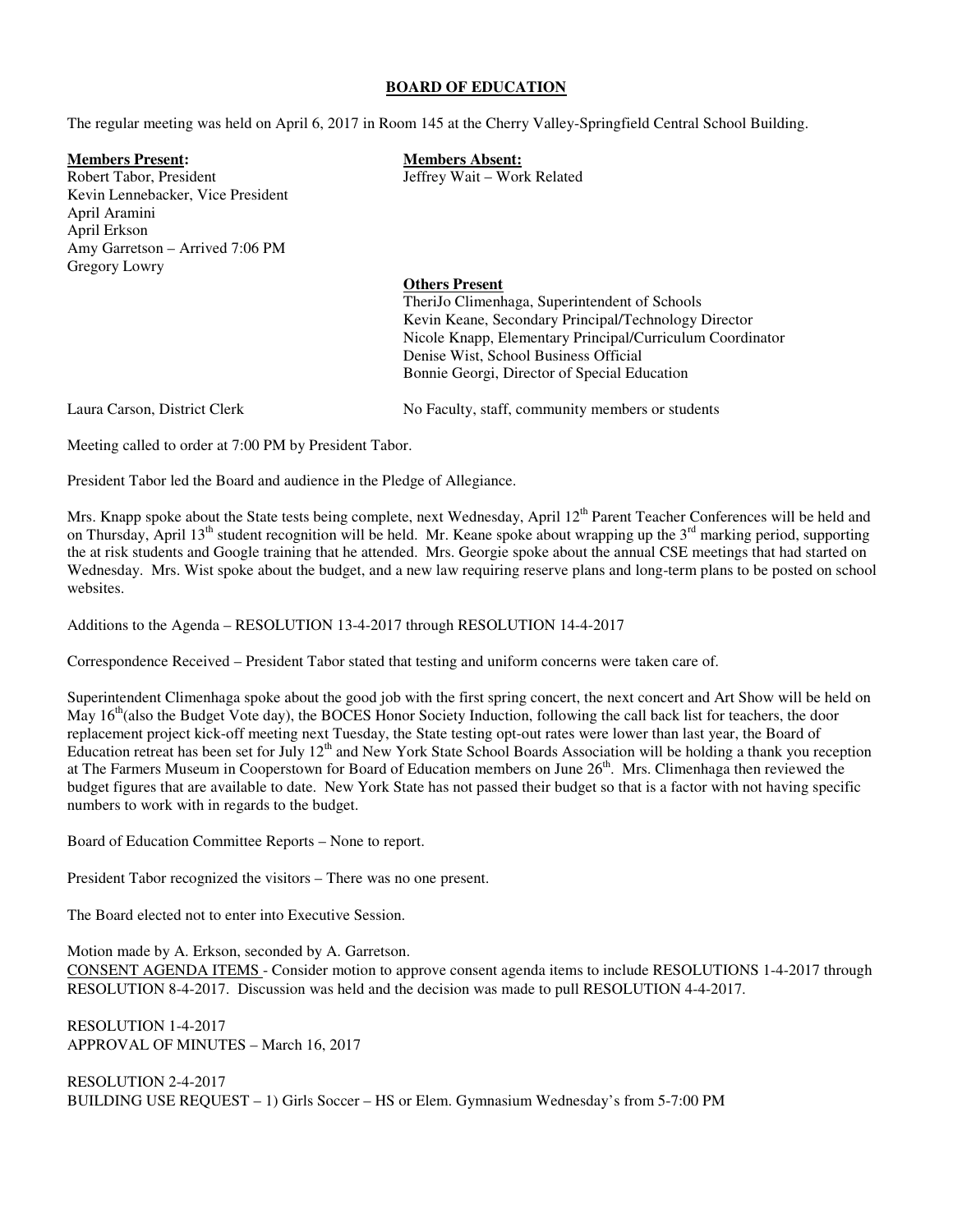# BOARD OF EDUCATION

The regular meeting was held on April 6, 2017 in Room 145 at the Cherry Valley-Springfield Central School Building.

**Members Present:**
Robert Tabor, President
Kevin Lennebacker, Vice President
April Aramini
April Erkson
Amy Garretson – Arrived 7:06 PM
Gregory Lowry

**Members Absent:**
Jeffrey Wait – Work Related

**Others Present**
TheriJo Climenhaga, Superintendent of Schools
Kevin Keane, Secondary Principal/Technology Director
Nicole Knapp, Elementary Principal/Curriculum Coordinator
Denise Wist, School Business Official
Bonnie Georgi, Director of Special Education

Laura Carson, District Clerk

No Faculty, staff, community members or students

Meeting called to order at 7:00 PM by President Tabor.

President Tabor led the Board and audience in the Pledge of Allegiance.

Mrs. Knapp spoke about the State tests being complete, next Wednesday, April 12th Parent Teacher Conferences will be held and on Thursday, April 13th student recognition will be held. Mr. Keane spoke about wrapping up the 3rd marking period, supporting the at risk students and Google training that he attended. Mrs. Georgie spoke about the annual CSE meetings that had started on Wednesday. Mrs. Wist spoke about the budget, and a new law requiring reserve plans and long-term plans to be posted on school websites.

Additions to the Agenda – RESOLUTION 13-4-2017 through RESOLUTION 14-4-2017

Correspondence Received – President Tabor stated that testing and uniform concerns were taken care of.

Superintendent Climenhaga spoke about the good job with the first spring concert, the next concert and Art Show will be held on May 16th(also the Budget Vote day), the BOCES Honor Society Induction, following the call back list for teachers, the door replacement project kick-off meeting next Tuesday, the State testing opt-out rates were lower than last year, the Board of Education retreat has been set for July 12th and New York State School Boards Association will be holding a thank you reception at The Farmers Museum in Cooperstown for Board of Education members on June 26th. Mrs. Climenhaga then reviewed the budget figures that are available to date. New York State has not passed their budget so that is a factor with not having specific numbers to work with in regards to the budget.

Board of Education Committee Reports – None to report.

President Tabor recognized the visitors – There was no one present.

The Board elected not to enter into Executive Session.

Motion made by A. Erkson, seconded by A. Garretson.
CONSENT AGENDA ITEMS - Consider motion to approve consent agenda items to include RESOLUTIONS 1-4-2017 through RESOLUTION 8-4-2017. Discussion was held and the decision was made to pull RESOLUTION 4-4-2017.

RESOLUTION 1-4-2017
APPROVAL OF MINUTES – March 16, 2017

RESOLUTION 2-4-2017
BUILDING USE REQUEST – 1) Girls Soccer – HS or Elem. Gymnasium Wednesday's from 5-7:00 PM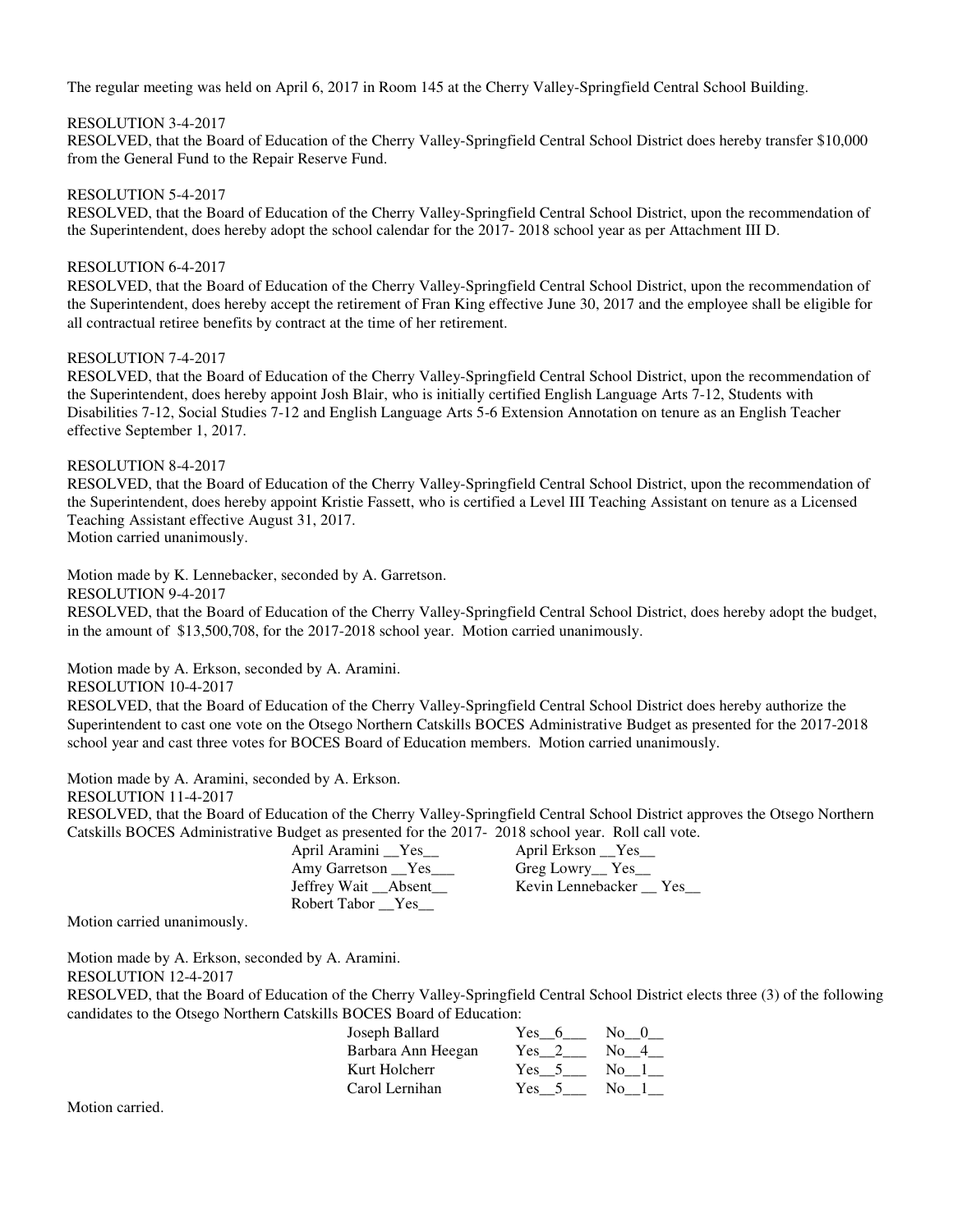The regular meeting was held on April 6, 2017 in Room 145 at the Cherry Valley-Springfield Central School Building.

RESOLUTION 3-4-2017
RESOLVED, that the Board of Education of the Cherry Valley-Springfield Central School District does hereby transfer $10,000 from the General Fund to the Repair Reserve Fund.

RESOLUTION 5-4-2017
RESOLVED, that the Board of Education of the Cherry Valley-Springfield Central School District, upon the recommendation of the Superintendent, does hereby adopt the school calendar for the 2017- 2018 school year as per Attachment III D.

RESOLUTION 6-4-2017
RESOLVED, that the Board of Education of the Cherry Valley-Springfield Central School District, upon the recommendation of the Superintendent, does hereby accept the retirement of Fran King effective June 30, 2017 and the employee shall be eligible for all contractual retiree benefits by contract at the time of her retirement.

RESOLUTION 7-4-2017
RESOLVED, that the Board of Education of the Cherry Valley-Springfield Central School District, upon the recommendation of the Superintendent, does hereby appoint Josh Blair, who is initially certified English Language Arts 7-12, Students with Disabilities 7-12, Social Studies 7-12 and English Language Arts 5-6 Extension Annotation on tenure as an English Teacher effective September 1, 2017.

RESOLUTION 8-4-2017
RESOLVED, that the Board of Education of the Cherry Valley-Springfield Central School District, upon the recommendation of the Superintendent, does hereby appoint Kristie Fassett, who is certified a Level III Teaching Assistant on tenure as a Licensed Teaching Assistant effective August 31, 2017.
Motion carried unanimously.

Motion made by K. Lennebacker, seconded by A. Garretson.
RESOLUTION 9-4-2017
RESOLVED, that the Board of Education of the Cherry Valley-Springfield Central School District, does hereby adopt the budget, in the amount of $13,500,708, for the 2017-2018 school year. Motion carried unanimously.

Motion made by A. Erkson, seconded by A. Aramini.
RESOLUTION 10-4-2017
RESOLVED, that the Board of Education of the Cherry Valley-Springfield Central School District does hereby authorize the Superintendent to cast one vote on the Otsego Northern Catskills BOCES Administrative Budget as presented for the 2017-2018 school year and cast three votes for BOCES Board of Education members. Motion carried unanimously.

Motion made by A. Aramini, seconded by A. Erkson.
RESOLUTION 11-4-2017
RESOLVED, that the Board of Education of the Cherry Valley-Springfield Central School District approves the Otsego Northern Catskills BOCES Administrative Budget as presented for the 2017- 2018 school year. Roll call vote.

| | |
|---|---|
| April Aramini __Yes__ | April Erkson __Yes__ |
| Amy Garretson __Yes___ | Greg Lowry__ Yes__ |
| Jeffrey Wait __Absent__ | Kevin Lennebacker __ Yes__ |
| Robert Tabor __Yes__ | |

Motion carried unanimously.

Motion made by A. Erkson, seconded by A. Aramini.
RESOLUTION 12-4-2017
RESOLVED, that the Board of Education of the Cherry Valley-Springfield Central School District elects three (3) of the following candidates to the Otsego Northern Catskills BOCES Board of Education:

| Candidate | Yes | No |
|---|---|---|
| Joseph Ballard | Yes__6___ | No__0__ |
| Barbara Ann Heegan | Yes__2___ | No__4__ |
| Kurt Holcherr | Yes__5___ | No__1__ |
| Carol Lernihan | Yes__5___ | No__1__ |

Motion carried.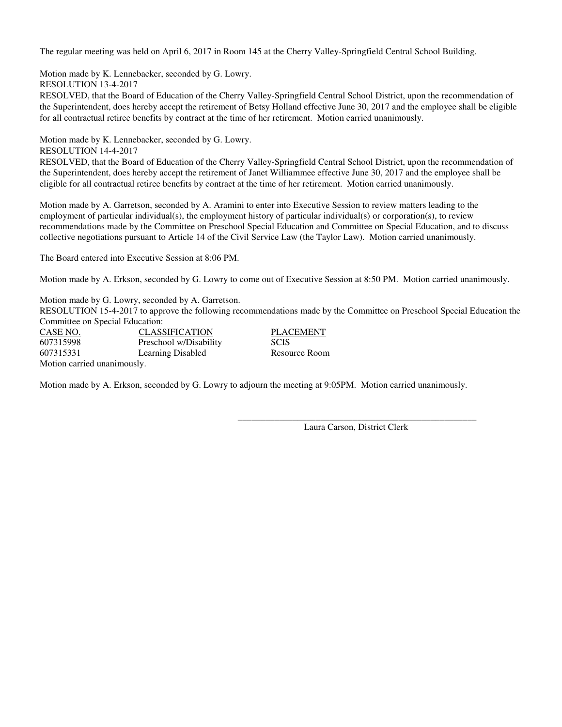The regular meeting was held on April 6, 2017 in Room 145 at the Cherry Valley-Springfield Central School Building.

Motion made by K. Lennebacker, seconded by G. Lowry.
RESOLUTION 13-4-2017
RESOLVED, that the Board of Education of the Cherry Valley-Springfield Central School District, upon the recommendation of the Superintendent, does hereby accept the retirement of Betsy Holland effective June 30, 2017 and the employee shall be eligible for all contractual retiree benefits by contract at the time of her retirement. Motion carried unanimously.

Motion made by K. Lennebacker, seconded by G. Lowry.
RESOLUTION 14-4-2017
RESOLVED, that the Board of Education of the Cherry Valley-Springfield Central School District, upon the recommendation of the Superintendent, does hereby accept the retirement of Janet Williammee effective June 30, 2017 and the employee shall be eligible for all contractual retiree benefits by contract at the time of her retirement. Motion carried unanimously.

Motion made by A. Garretson, seconded by A. Aramini to enter into Executive Session to review matters leading to the employment of particular individual(s), the employment history of particular individual(s) or corporation(s), to review recommendations made by the Committee on Preschool Special Education and Committee on Special Education, and to discuss collective negotiations pursuant to Article 14 of the Civil Service Law (the Taylor Law). Motion carried unanimously.

The Board entered into Executive Session at 8:06 PM.

Motion made by A. Erkson, seconded by G. Lowry to come out of Executive Session at 8:50 PM. Motion carried unanimously.

Motion made by G. Lowry, seconded by A. Garretson.
RESOLUTION 15-4-2017 to approve the following recommendations made by the Committee on Preschool Special Education the Committee on Special Education:

| CASE NO. | CLASSIFICATION | PLACEMENT |
|---|---|---|
| 607315998 | Preschool w/Disability | SCIS |
| 607315331 | Learning Disabled | Resource Room |

Motion carried unanimously.

Motion made by A. Erkson, seconded by G. Lowry to adjourn the meeting at 9:05PM. Motion carried unanimously.

\_\_\_\_\_\_\_\_\_\_\_\_\_\_\_\_\_\_\_\_\_\_\_\_\_\_\_\_\_\_\_\_\_\_\_\_\_\_\_\_\_\_\_\_\_\_

Laura Carson, District Clerk